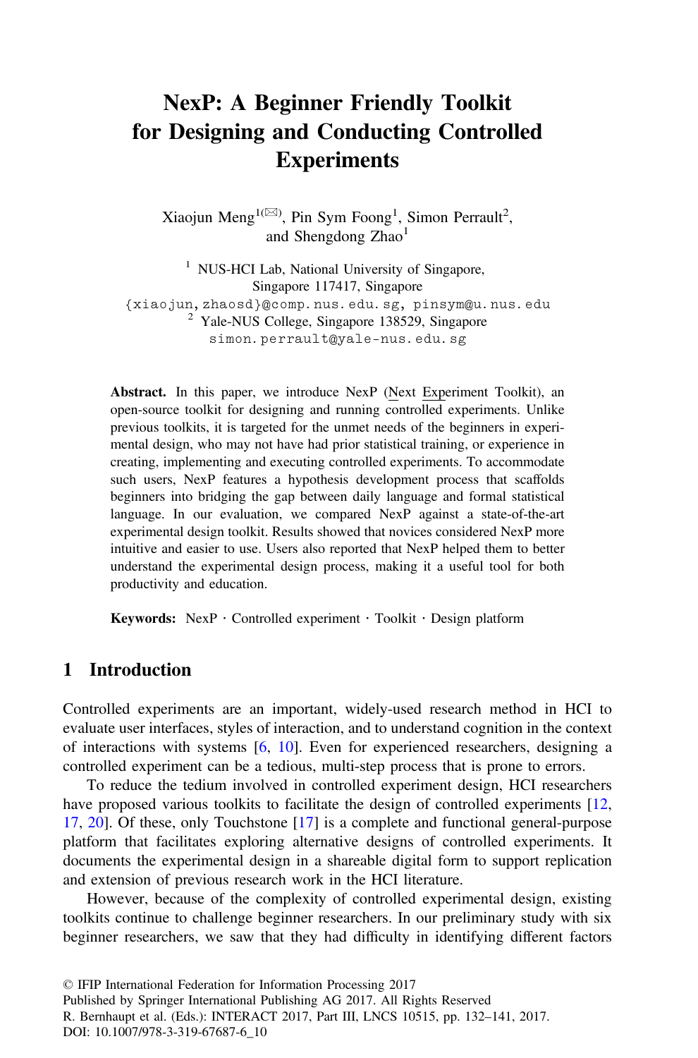# NexP: A Beginner Friendly Toolkit for Designing and Conducting Controlled Experiments

Xiaojun Meng[1(✉)], Pin Sym Foong[1], Simon Perrault[2], and Shengdong Zhao[1]

[1] NUS-HCI Lab, National University of Singapore, Singapore 117417, Singapore
{xiaojun,zhaosd}@comp.nus.edu.sg, pinsym@u.nus.edu

[2] Yale-NUS College, Singapore 138529, Singapore
simon.perrault@yale-nus.edu.sg

**Abstract.** In this paper, we introduce NexP (Next Experiment Toolkit), an open-source toolkit for designing and running controlled experiments. Unlike previous toolkits, it is targeted for the unmet needs of the beginners in experimental design, who may not have had prior statistical training, or experience in creating, implementing and executing controlled experiments. To accommodate such users, NexP features a hypothesis development process that scaffolds beginners into bridging the gap between daily language and formal statistical language. In our evaluation, we compared NexP against a state-of-the-art experimental design toolkit. Results showed that novices considered NexP more intuitive and easier to use. Users also reported that NexP helped them to better understand the experimental design process, making it a useful tool for both productivity and education.

**Keywords:** NexP · Controlled experiment · Toolkit · Design platform

## 1 Introduction

Controlled experiments are an important, widely-used research method in HCI to evaluate user interfaces, styles of interaction, and to understand cognition in the context of interactions with systems [6, 10]. Even for experienced researchers, designing a controlled experiment can be a tedious, multi-step process that is prone to errors.

To reduce the tedium involved in controlled experiment design, HCI researchers have proposed various toolkits to facilitate the design of controlled experiments [12, 17, 20]. Of these, only Touchstone [17] is a complete and functional general-purpose platform that facilitates exploring alternative designs of controlled experiments. It documents the experimental design in a shareable digital form to support replication and extension of previous research work in the HCI literature.

However, because of the complexity of controlled experimental design, existing toolkits continue to challenge beginner researchers. In our preliminary study with six beginner researchers, we saw that they had difficulty in identifying different factors

© IFIP International Federation for Information Processing 2017
Published by Springer International Publishing AG 2017. All Rights Reserved
R. Bernhaupt et al. (Eds.): INTERACT 2017, Part III, LNCS 10515, pp. 132–141, 2017.
DOI: 10.1007/978-3-319-67687-6_10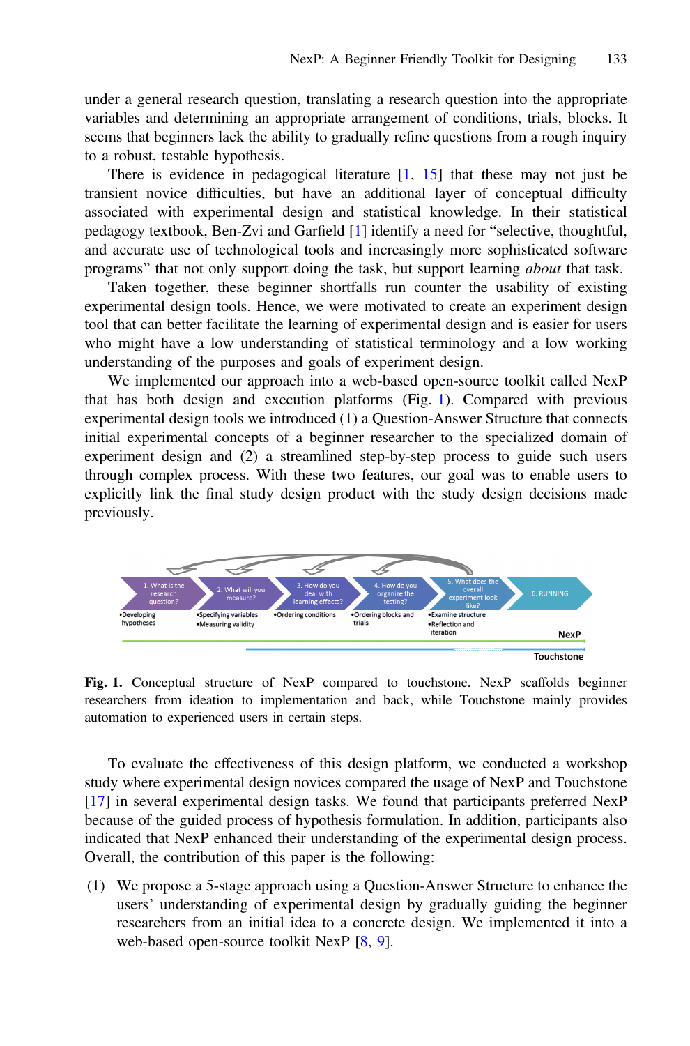under a general research question, translating a research question into the appropriate variables and determining an appropriate arrangement of conditions, trials, blocks. It seems that beginners lack the ability to gradually refine questions from a rough inquiry to a robust, testable hypothesis.

There is evidence in pedagogical literature [1, 15] that these may not just be transient novice difficulties, but have an additional layer of conceptual difficulty associated with experimental design and statistical knowledge. In their statistical pedagogy textbook, Ben-Zvi and Garfield [1] identify a need for "selective, thoughtful, and accurate use of technological tools and increasingly more sophisticated software programs" that not only support doing the task, but support learning *about* that task.

Taken together, these beginner shortfalls run counter the usability of existing experimental design tools. Hence, we were motivated to create an experiment design tool that can better facilitate the learning of experimental design and is easier for users who might have a low understanding of statistical terminology and a low working understanding of the purposes and goals of experiment design.

We implemented our approach into a web-based open-source toolkit called NexP that has both design and execution platforms (Fig. 1). Compared with previous experimental design tools we introduced (1) a Question-Answer Structure that connects initial experimental concepts of a beginner researcher to the specialized domain of experiment design and (2) a streamlined step-by-step process to guide such users through complex process. With these two features, our goal was to enable users to explicitly link the final study design product with the study design decisions made previously.

**Fig. 1.** Conceptual structure of NexP compared to touchstone. NexP scaffolds beginner researchers from ideation to implementation and back, while Touchstone mainly provides automation to experienced users in certain steps.

To evaluate the effectiveness of this design platform, we conducted a workshop study where experimental design novices compared the usage of NexP and Touchstone [17] in several experimental design tasks. We found that participants preferred NexP because of the guided process of hypothesis formulation. In addition, participants also indicated that NexP enhanced their understanding of the experimental design process. Overall, the contribution of this paper is the following:

(1) We propose a 5-stage approach using a Question-Answer Structure to enhance the users' understanding of experimental design by gradually guiding the beginner researchers from an initial idea to a concrete design. We implemented it into a web-based open-source toolkit NexP [8, 9].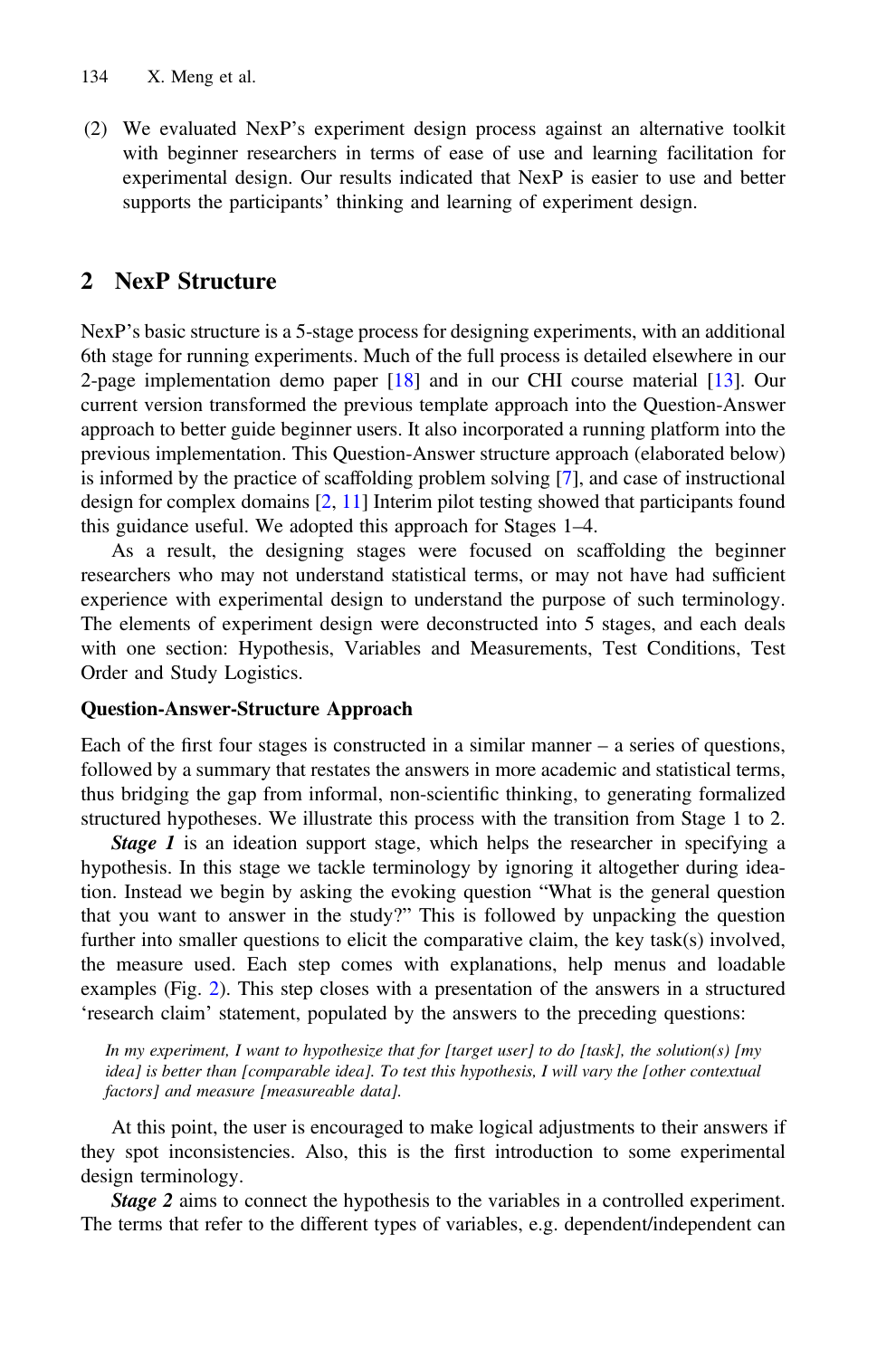(2) We evaluated NexP's experiment design process against an alternative toolkit with beginner researchers in terms of ease of use and learning facilitation for experimental design. Our results indicated that NexP is easier to use and better supports the participants' thinking and learning of experiment design.

## 2 NexP Structure

NexP's basic structure is a 5-stage process for designing experiments, with an additional 6th stage for running experiments. Much of the full process is detailed elsewhere in our 2-page implementation demo paper [18] and in our CHI course material [13]. Our current version transformed the previous template approach into the Question-Answer approach to better guide beginner users. It also incorporated a running platform into the previous implementation. This Question-Answer structure approach (elaborated below) is informed by the practice of scaffolding problem solving [7], and case of instructional design for complex domains [2, 11] Interim pilot testing showed that participants found this guidance useful. We adopted this approach for Stages 1–4.

As a result, the designing stages were focused on scaffolding the beginner researchers who may not understand statistical terms, or may not have had sufficient experience with experimental design to understand the purpose of such terminology. The elements of experiment design were deconstructed into 5 stages, and each deals with one section: Hypothesis, Variables and Measurements, Test Conditions, Test Order and Study Logistics.

**Question-Answer-Structure Approach**

Each of the first four stages is constructed in a similar manner – a series of questions, followed by a summary that restates the answers in more academic and statistical terms, thus bridging the gap from informal, non-scientific thinking, to generating formalized structured hypotheses. We illustrate this process with the transition from Stage 1 to 2.

***Stage 1*** is an ideation support stage, which helps the researcher in specifying a hypothesis. In this stage we tackle terminology by ignoring it altogether during ideation. Instead we begin by asking the evoking question "What is the general question that you want to answer in the study?" This is followed by unpacking the question further into smaller questions to elicit the comparative claim, the key task(s) involved, the measure used. Each step comes with explanations, help menus and loadable examples (Fig. 2). This step closes with a presentation of the answers in a structured 'research claim' statement, populated by the answers to the preceding questions:

> *In my experiment, I want to hypothesize that for [target user] to do [task], the solution(s) [my idea] is better than [comparable idea]. To test this hypothesis, I will vary the [other contextual factors] and measure [measureable data].*

At this point, the user is encouraged to make logical adjustments to their answers if they spot inconsistencies. Also, this is the first introduction to some experimental design terminology.

***Stage 2*** aims to connect the hypothesis to the variables in a controlled experiment. The terms that refer to the different types of variables, e.g. dependent/independent can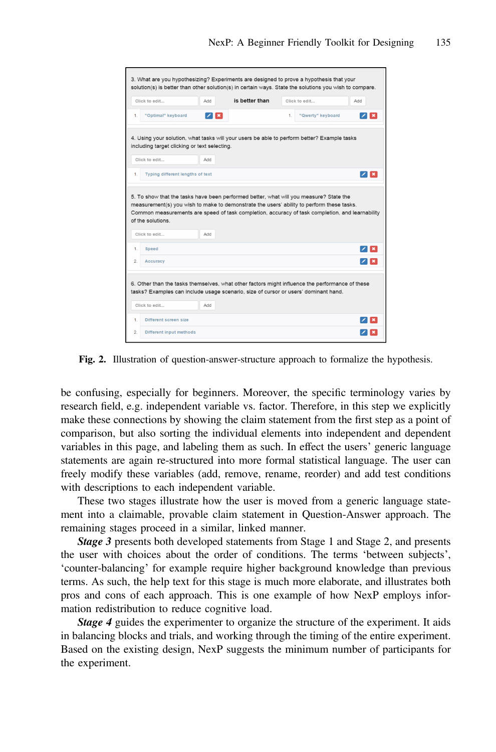**Fig. 2.** Illustration of question-answer-structure approach to formalize the hypothesis.

be confusing, especially for beginners. Moreover, the specific terminology varies by research field, e.g. independent variable vs. factor. Therefore, in this step we explicitly make these connections by showing the claim statement from the first step as a point of comparison, but also sorting the individual elements into independent and dependent variables in this page, and labeling them as such. In effect the users' generic language statements are again re-structured into more formal statistical language. The user can freely modify these variables (add, remove, rename, reorder) and add test conditions with descriptions to each independent variable.

These two stages illustrate how the user is moved from a generic language statement into a claimable, provable claim statement in Question-Answer approach. The remaining stages proceed in a similar, linked manner.

***Stage 3*** presents both developed statements from Stage 1 and Stage 2, and presents the user with choices about the order of conditions. The terms 'between subjects', 'counter-balancing' for example require higher background knowledge than previous terms. As such, the help text for this stage is much more elaborate, and illustrates both pros and cons of each approach. This is one example of how NexP employs information redistribution to reduce cognitive load.

***Stage 4*** guides the experimenter to organize the structure of the experiment. It aids in balancing blocks and trials, and working through the timing of the entire experiment. Based on the existing design, NexP suggests the minimum number of participants for the experiment.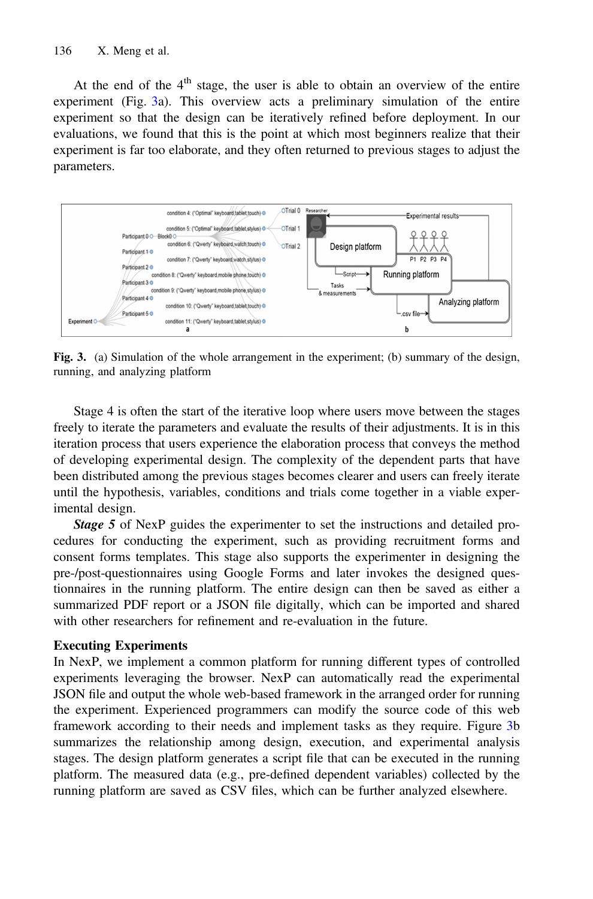At the end of the 4th stage, the user is able to obtain an overview of the entire experiment (Fig. 3a). This overview acts a preliminary simulation of the entire experiment so that the design can be iteratively refined before deployment. In our evaluations, we found that this is the point at which most beginners realize that their experiment is far too elaborate, and they often returned to previous stages to adjust the parameters.

**Fig. 3.** (a) Simulation of the whole arrangement in the experiment; (b) summary of the design, running, and analyzing platform

Stage 4 is often the start of the iterative loop where users move between the stages freely to iterate the parameters and evaluate the results of their adjustments. It is in this iteration process that users experience the elaboration process that conveys the method of developing experimental design. The complexity of the dependent parts that have been distributed among the previous stages becomes clearer and users can freely iterate until the hypothesis, variables, conditions and trials come together in a viable experimental design.

***Stage 5*** of NexP guides the experimenter to set the instructions and detailed procedures for conducting the experiment, such as providing recruitment forms and consent forms templates. This stage also supports the experimenter in designing the pre-/post-questionnaires using Google Forms and later invokes the designed questionnaires in the running platform. The entire design can then be saved as either a summarized PDF report or a JSON file digitally, which can be imported and shared with other researchers for refinement and re-evaluation in the future.

**Executing Experiments**

In NexP, we implement a common platform for running different types of controlled experiments leveraging the browser. NexP can automatically read the experimental JSON file and output the whole web-based framework in the arranged order for running the experiment. Experienced programmers can modify the source code of this web framework according to their needs and implement tasks as they require. Figure 3b summarizes the relationship among design, execution, and experimental analysis stages. The design platform generates a script file that can be executed in the running platform. The measured data (e.g., pre-defined dependent variables) collected by the running platform are saved as CSV files, which can be further analyzed elsewhere.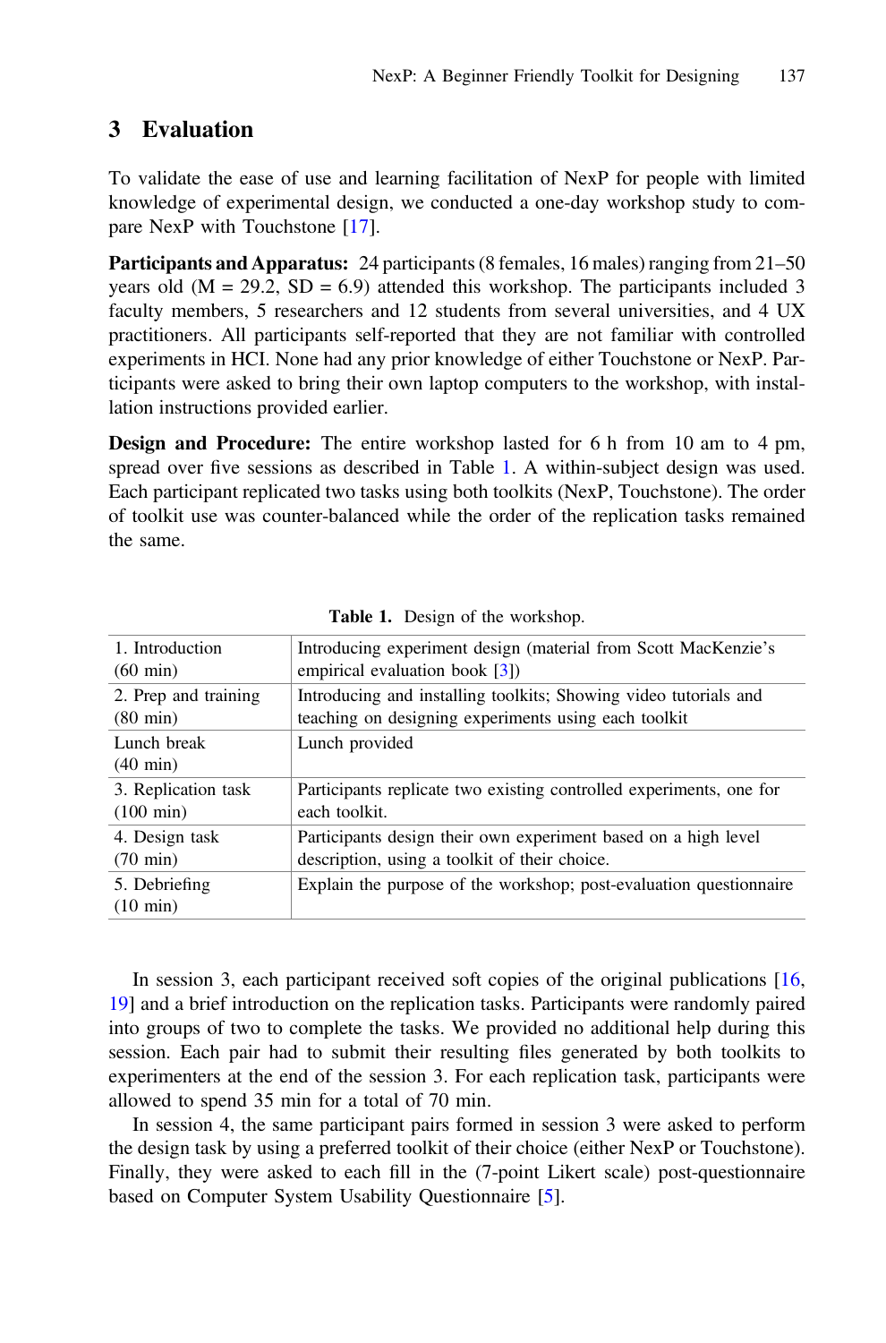## 3 Evaluation

To validate the ease of use and learning facilitation of NexP for people with limited knowledge of experimental design, we conducted a one-day workshop study to compare NexP with Touchstone [17].

**Participants and Apparatus:** 24 participants (8 females, 16 males) ranging from 21–50 years old (M = 29.2, SD = 6.9) attended this workshop. The participants included 3 faculty members, 5 researchers and 12 students from several universities, and 4 UX practitioners. All participants self-reported that they are not familiar with controlled experiments in HCI. None had any prior knowledge of either Touchstone or NexP. Participants were asked to bring their own laptop computers to the workshop, with installation instructions provided earlier.

**Design and Procedure:** The entire workshop lasted for 6 h from 10 am to 4 pm, spread over five sessions as described in Table 1. A within-subject design was used. Each participant replicated two tasks using both toolkits (NexP, Touchstone). The order of toolkit use was counter-balanced while the order of the replication tasks remained the same.

**Table 1.** Design of the workshop.

| Session | Description |
|---|---|
| 1. Introduction (60 min) | Introducing experiment design (material from Scott MacKenzie's empirical evaluation book [3]) |
| 2. Prep and training (80 min) | Introducing and installing toolkits; Showing video tutorials and teaching on designing experiments using each toolkit |
| Lunch break (40 min) | Lunch provided |
| 3. Replication task (100 min) | Participants replicate two existing controlled experiments, one for each toolkit. |
| 4. Design task (70 min) | Participants design their own experiment based on a high level description, using a toolkit of their choice. |
| 5. Debriefing (10 min) | Explain the purpose of the workshop; post-evaluation questionnaire |

In session 3, each participant received soft copies of the original publications [16, 19] and a brief introduction on the replication tasks. Participants were randomly paired into groups of two to complete the tasks. We provided no additional help during this session. Each pair had to submit their resulting files generated by both toolkits to experimenters at the end of the session 3. For each replication task, participants were allowed to spend 35 min for a total of 70 min.

In session 4, the same participant pairs formed in session 3 were asked to perform the design task by using a preferred toolkit of their choice (either NexP or Touchstone). Finally, they were asked to each fill in the (7-point Likert scale) post-questionnaire based on Computer System Usability Questionnaire [5].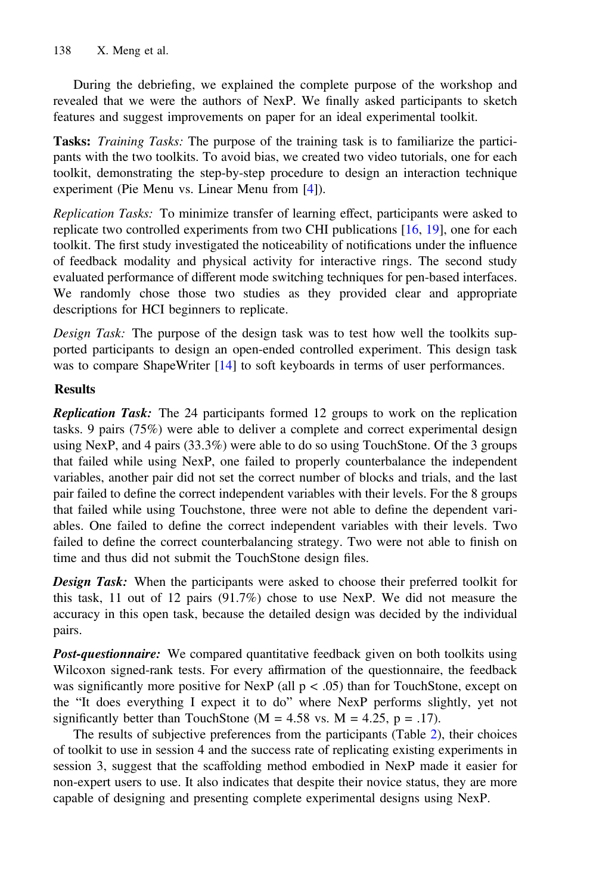During the debriefing, we explained the complete purpose of the workshop and revealed that we were the authors of NexP. We finally asked participants to sketch features and suggest improvements on paper for an ideal experimental toolkit.

**Tasks:** *Training Tasks:* The purpose of the training task is to familiarize the participants with the two toolkits. To avoid bias, we created two video tutorials, one for each toolkit, demonstrating the step-by-step procedure to design an interaction technique experiment (Pie Menu vs. Linear Menu from [4]).

*Replication Tasks:* To minimize transfer of learning effect, participants were asked to replicate two controlled experiments from two CHI publications [16, 19], one for each toolkit. The first study investigated the noticeability of notifications under the influence of feedback modality and physical activity for interactive rings. The second study evaluated performance of different mode switching techniques for pen-based interfaces. We randomly chose those two studies as they provided clear and appropriate descriptions for HCI beginners to replicate.

*Design Task:* The purpose of the design task was to test how well the toolkits supported participants to design an open-ended controlled experiment. This design task was to compare ShapeWriter [14] to soft keyboards in terms of user performances.

### Results

***Replication Task:*** The 24 participants formed 12 groups to work on the replication tasks. 9 pairs (75%) were able to deliver a complete and correct experimental design using NexP, and 4 pairs (33.3%) were able to do so using TouchStone. Of the 3 groups that failed while using NexP, one failed to properly counterbalance the independent variables, another pair did not set the correct number of blocks and trials, and the last pair failed to define the correct independent variables with their levels. For the 8 groups that failed while using Touchstone, three were not able to define the dependent variables. One failed to define the correct independent variables with their levels. Two failed to define the correct counterbalancing strategy. Two were not able to finish on time and thus did not submit the TouchStone design files.

***Design Task:*** When the participants were asked to choose their preferred toolkit for this task, 11 out of 12 pairs (91.7%) chose to use NexP. We did not measure the accuracy in this open task, because the detailed design was decided by the individual pairs.

***Post-questionnaire:*** We compared quantitative feedback given on both toolkits using Wilcoxon signed-rank tests. For every affirmation of the questionnaire, the feedback was significantly more positive for NexP (all $p < .05$) than for TouchStone, except on the "It does everything I expect it to do" where NexP performs slightly, yet not significantly better than TouchStone ($M = 4.58$ vs. $M = 4.25$, $p = .17$).

The results of subjective preferences from the participants (Table 2), their choices of toolkit to use in session 4 and the success rate of replicating existing experiments in session 3, suggest that the scaffolding method embodied in NexP made it easier for non-expert users to use. It also indicates that despite their novice status, they are more capable of designing and presenting complete experimental designs using NexP.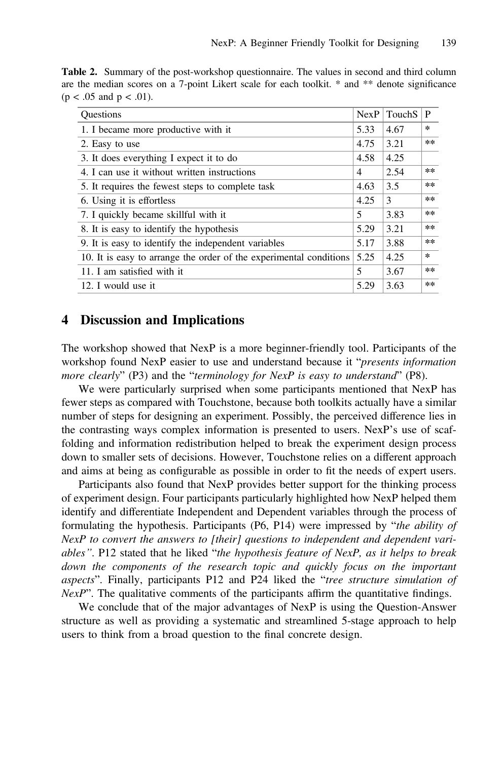**Table 2.** Summary of the post-workshop questionnaire. The values in second and third column are the median scores on a 7-point Likert scale for each toolkit. * and ** denote significance ($p < .05$ and $p < .01$).

| Questions | NexP | TouchS | P |
|---|---|---|---|
| 1. I became more productive with it | 5.33 | 4.67 | * |
| 2. Easy to use | 4.75 | 3.21 | ** |
| 3. It does everything I expect it to do | 4.58 | 4.25 | |
| 4. I can use it without written instructions | 4 | 2.54 | ** |
| 5. It requires the fewest steps to complete task | 4.63 | 3.5 | ** |
| 6. Using it is effortless | 4.25 | 3 | ** |
| 7. I quickly became skillful with it | 5 | 3.83 | ** |
| 8. It is easy to identify the hypothesis | 5.29 | 3.21 | ** |
| 9. It is easy to identify the independent variables | 5.17 | 3.88 | ** |
| 10. It is easy to arrange the order of the experimental conditions | 5.25 | 4.25 | * |
| 11. I am satisfied with it | 5 | 3.67 | ** |
| 12. I would use it | 5.29 | 3.63 | ** |

## 4 Discussion and Implications

The workshop showed that NexP is a more beginner-friendly tool. Participants of the workshop found NexP easier to use and understand because it "*presents information more clearly*" (P3) and the "*terminology for NexP is easy to understand*" (P8).

We were particularly surprised when some participants mentioned that NexP has fewer steps as compared with Touchstone, because both toolkits actually have a similar number of steps for designing an experiment. Possibly, the perceived difference lies in the contrasting ways complex information is presented to users. NexP's use of scaffolding and information redistribution helped to break the experiment design process down to smaller sets of decisions. However, Touchstone relies on a different approach and aims at being as configurable as possible in order to fit the needs of expert users.

Participants also found that NexP provides better support for the thinking process of experiment design. Four participants particularly highlighted how NexP helped them identify and differentiate Independent and Dependent variables through the process of formulating the hypothesis. Participants (P6, P14) were impressed by "*the ability of NexP to convert the answers to [their] questions to independent and dependent variables"*. P12 stated that he liked "*the hypothesis feature of NexP, as it helps to break down the components of the research topic and quickly focus on the important aspects*". Finally, participants P12 and P24 liked the "*tree structure simulation of NexP*". The qualitative comments of the participants affirm the quantitative findings.

We conclude that of the major advantages of NexP is using the Question-Answer structure as well as providing a systematic and streamlined 5-stage approach to help users to think from a broad question to the final concrete design.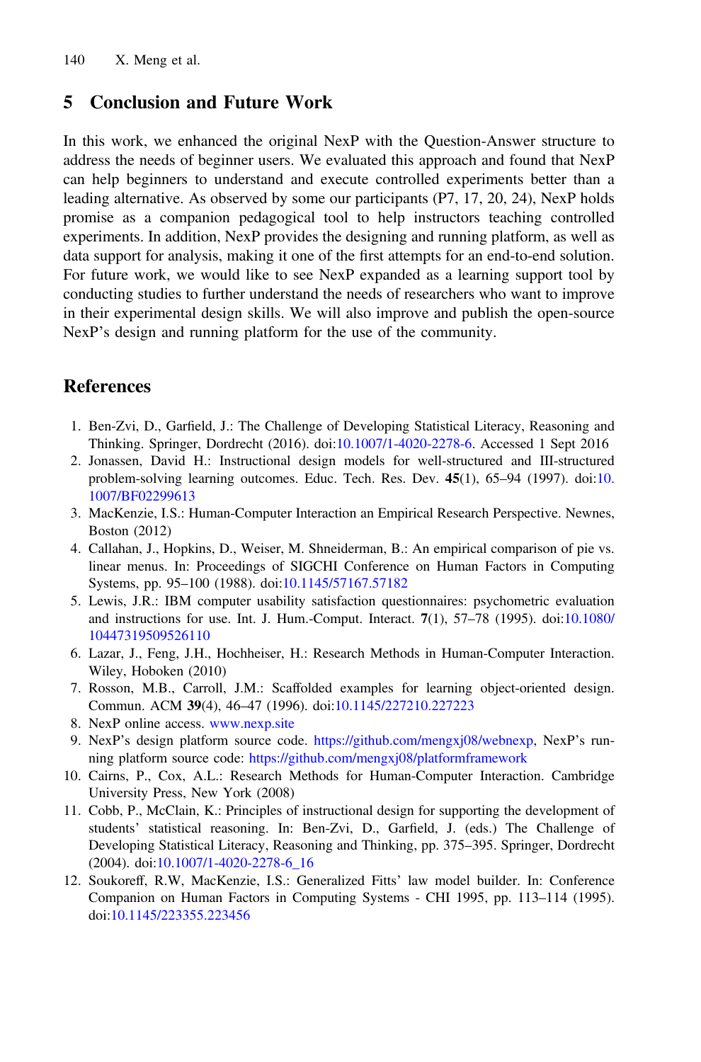## 5 Conclusion and Future Work

In this work, we enhanced the original NexP with the Question-Answer structure to address the needs of beginner users. We evaluated this approach and found that NexP can help beginners to understand and execute controlled experiments better than a leading alternative. As observed by some our participants (P7, 17, 20, 24), NexP holds promise as a companion pedagogical tool to help instructors teaching controlled experiments. In addition, NexP provides the designing and running platform, as well as data support for analysis, making it one of the first attempts for an end-to-end solution. For future work, we would like to see NexP expanded as a learning support tool by conducting studies to further understand the needs of researchers who want to improve in their experimental design skills. We will also improve and publish the open-source NexP's design and running platform for the use of the community.

## References

1. Ben-Zvi, D., Garfield, J.: The Challenge of Developing Statistical Literacy, Reasoning and Thinking. Springer, Dordrecht (2016). doi:10.1007/1-4020-2278-6. Accessed 1 Sept 2016
2. Jonassen, David H.: Instructional design models for well-structured and III-structured problem-solving learning outcomes. Educ. Tech. Res. Dev. **45**(1), 65–94 (1997). doi:10.1007/BF02299613
3. MacKenzie, I.S.: Human-Computer Interaction an Empirical Research Perspective. Newnes, Boston (2012)
4. Callahan, J., Hopkins, D., Weiser, M. Shneiderman, B.: An empirical comparison of pie vs. linear menus. In: Proceedings of SIGCHI Conference on Human Factors in Computing Systems, pp. 95–100 (1988). doi:10.1145/57167.57182
5. Lewis, J.R.: IBM computer usability satisfaction questionnaires: psychometric evaluation and instructions for use. Int. J. Hum.-Comput. Interact. **7**(1), 57–78 (1995). doi:10.1080/10447319509526110
6. Lazar, J., Feng, J.H., Hochheiser, H.: Research Methods in Human-Computer Interaction. Wiley, Hoboken (2010)
7. Rosson, M.B., Carroll, J.M.: Scaffolded examples for learning object-oriented design. Commun. ACM **39**(4), 46–47 (1996). doi:10.1145/227210.227223
8. NexP online access. www.nexp.site
9. NexP's design platform source code. https://github.com/mengxj08/webnexp, NexP's running platform source code: https://github.com/mengxj08/platformframework
10. Cairns, P., Cox, A.L.: Research Methods for Human-Computer Interaction. Cambridge University Press, New York (2008)
11. Cobb, P., McClain, K.: Principles of instructional design for supporting the development of students' statistical reasoning. In: Ben-Zvi, D., Garfield, J. (eds.) The Challenge of Developing Statistical Literacy, Reasoning and Thinking, pp. 375–395. Springer, Dordrecht (2004). doi:10.1007/1-4020-2278-6_16
12. Soukoreff, R.W, MacKenzie, I.S.: Generalized Fitts' law model builder. In: Conference Companion on Human Factors in Computing Systems - CHI 1995, pp. 113–114 (1995). doi:10.1145/223355.223456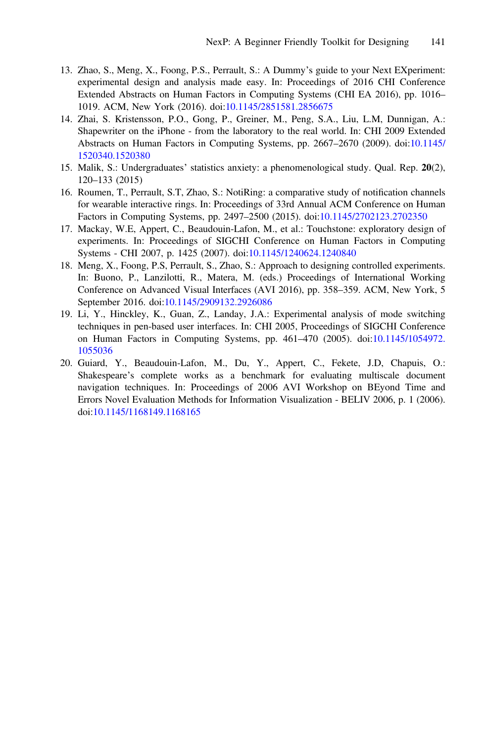13. Zhao, S., Meng, X., Foong, P.S., Perrault, S.: A Dummy's guide to your Next EXperiment: experimental design and analysis made easy. In: Proceedings of 2016 CHI Conference Extended Abstracts on Human Factors in Computing Systems (CHI EA 2016), pp. 1016–1019. ACM, New York (2016). doi:10.1145/2851581.2856675
14. Zhai, S. Kristensson, P.O., Gong, P., Greiner, M., Peng, S.A., Liu, L.M, Dunnigan, A.: Shapewriter on the iPhone - from the laboratory to the real world. In: CHI 2009 Extended Abstracts on Human Factors in Computing Systems, pp. 2667–2670 (2009). doi:10.1145/1520340.1520380
15. Malik, S.: Undergraduates' statistics anxiety: a phenomenological study. Qual. Rep. **20**(2), 120–133 (2015)
16. Roumen, T., Perrault, S.T, Zhao, S.: NotiRing: a comparative study of notification channels for wearable interactive rings. In: Proceedings of 33rd Annual ACM Conference on Human Factors in Computing Systems, pp. 2497–2500 (2015). doi:10.1145/2702123.2702350
17. Mackay, W.E, Appert, C., Beaudouin-Lafon, M., et al.: Touchstone: exploratory design of experiments. In: Proceedings of SIGCHI Conference on Human Factors in Computing Systems - CHI 2007, p. 1425 (2007). doi:10.1145/1240624.1240840
18. Meng, X., Foong, P.S, Perrault, S., Zhao, S.: Approach to designing controlled experiments. In: Buono, P., Lanzilotti, R., Matera, M. (eds.) Proceedings of International Working Conference on Advanced Visual Interfaces (AVI 2016), pp. 358–359. ACM, New York, 5 September 2016. doi:10.1145/2909132.2926086
19. Li, Y., Hinckley, K., Guan, Z., Landay, J.A.: Experimental analysis of mode switching techniques in pen-based user interfaces. In: CHI 2005, Proceedings of SIGCHI Conference on Human Factors in Computing Systems, pp. 461–470 (2005). doi:10.1145/1054972.1055036
20. Guiard, Y., Beaudouin-Lafon, M., Du, Y., Appert, C., Fekete, J.D, Chapuis, O.: Shakespeare's complete works as a benchmark for evaluating multiscale document navigation techniques. In: Proceedings of 2006 AVI Workshop on BEyond Time and Errors Novel Evaluation Methods for Information Visualization - BELIV 2006, p. 1 (2006). doi:10.1145/1168149.1168165